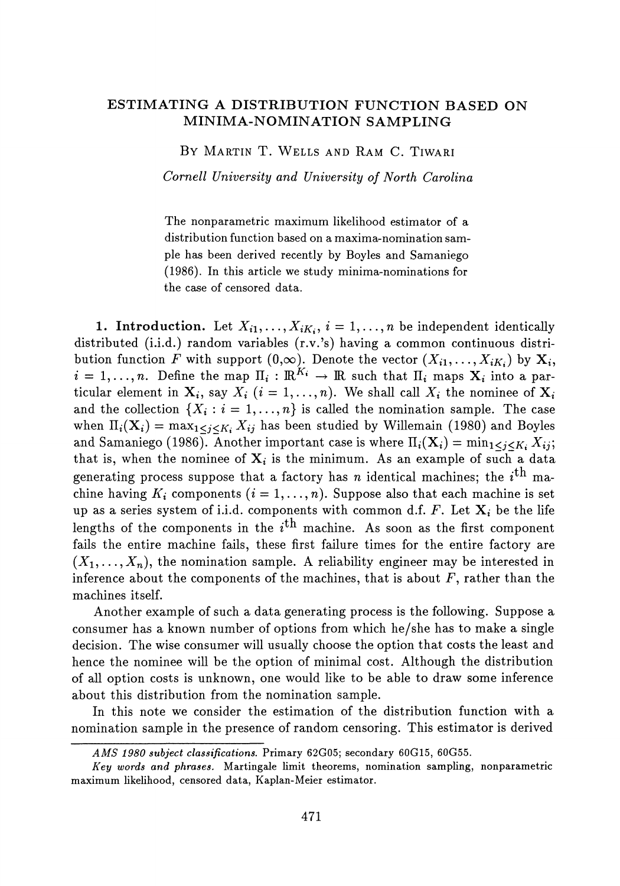# ESTIMATING A DISTRIBUTION FUNCTION BASED ON MINIMA-NOMINATION SAMPLING

BY MARTIN T. WELLS AND RAM C. TIWARI

*Cornell University and University of North Carolina*

The nonparametric maximum likelihood estimator of a distribution function based on a maxima-nomination sample has been derived recently by Boyles and Samaniego (1986). In this article we study minima-nominations for the case of censored data.

**1. Introduction.** Let $X_{i1}, \ldots, X_{iK_i}$, $i = 1, \ldots, n$ be independent identically distributed (i.i.d.) random variables (r.v.'s) having a common continuous distribution function $F$ with support $(0, \infty)$. Denote the vector $(X_{i1}, \ldots, X_{iK_i})$ by $\mathbf{X}_i$, $i = 1, \ldots, n$. Define the map $\Pi_i : \mathbb{R}^{K_i} \to \mathbb{R}$ such that $\Pi_i$ maps $\mathbf{X}_i$ into a particular element in $\mathbf{X}_i$, say $X_i$ $(i = 1, \ldots, n)$. We shall call $X_i$ the nominee of $\mathbf{X}_i$ and the collection $\{X_i : i = 1, \ldots, n\}$ is called the nomination sample. The case when $\Pi_i(\mathbf{X}_i) = \max_{1 \leq j \leq K_i} X_{ij}$ has been studied by Willemain (1980) and Boyles and Samaniego (1986). Another important case is where $\Pi_i(\mathbf{X}_i) = \min_{1 \leq j \leq K_i} X_{ij}$; that is, when the nominee of $\mathbf{X}_i$ is the minimum. As an example of such a data generating process suppose that a factory has $n$ identical machines; the $i^{\text{th}}$ machine having $K_i$ components $(i = 1, \ldots, n)$. Suppose also that each machine is set up as a series system of i.i.d. components with common d.f. $F$. Let $\mathbf{X}_i$ be the life lengths of the components in the $i^{\text{th}}$ machine. As soon as the first component fails the entire machine fails, these first failure times for the entire factory are $(X_1, \ldots, X_n)$, the nomination sample. A reliability engineer may be interested in inference about the components of the machines, that is about $F$, rather than the machines itself.

Another example of such a data generating process is the following. Suppose a consumer has a known number of options from which he/she has to make a single decision. The wise consumer will usually choose the option that costs the least and hence the nominee will be the option of minimal cost. Although the distribution of all option costs is unknown, one would like to be able to draw some inference about this distribution from the nomination sample.

In this note we consider the estimation of the distribution function with a nomination sample in the presence of random censoring. This estimator is derived

---

*AMS 1980 subject classifications.* Primary 62G05; secondary 60G15, 60G55.

*Key words and phrases.* Martingale limit theorems, nomination sampling, nonparametric maximum likelihood, censored data, Kaplan-Meier estimator.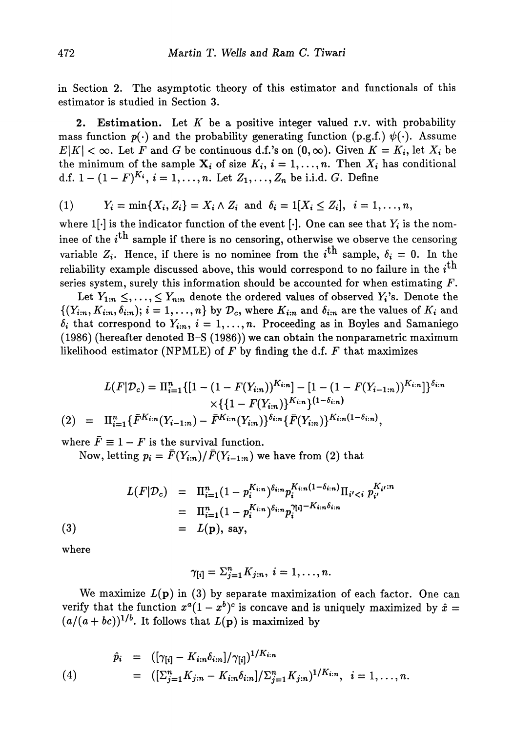in Section 2. The asymptotic theory of this estimator and functionals of this estimator is studied in Section 3.

**2. Estimation.** Let $K$ be a positive integer valued r.v. with probability mass function $p(\cdot)$ and the probability generating function (p.g.f.) $\psi(\cdot)$. Assume $E|K| < \infty$. Let $F$ and $G$ be continuous d.f.'s on $(0, \infty)$. Given $K = K_i$, let $X_i$ be the minimum of the sample $\mathbf{X}_i$ of size $K_i$, $i = 1, \ldots, n$. Then $X_i$ has conditional d.f. $1 - (1 - F)^{K_i}$, $i = 1, \ldots, n$. Let $Z_1, \ldots, Z_n$ be i.i.d. $G$. Define

$$(1) \qquad Y_i = \min\{X_i, Z_i\} = X_i \wedge Z_i \text{ and } \delta_i = 1[X_i \leq Z_i], \; i = 1, \ldots, n,$$

where $1[\cdot]$ is the indicator function of the event $[\cdot]$. One can see that $Y_i$ is the nominee of the $i^{\text{th}}$ sample if there is no censoring, otherwise we observe the censoring variable $Z_i$. Hence, if there is no nominee from the $i^{\text{th}}$ sample, $\delta_i = 0$. In the reliability example discussed above, this would correspond to no failure in the $i^{\text{th}}$ series system, surely this information should be accounted for when estimating $F$.

Let $Y_{1:n} \leq, \ldots, \leq Y_{n:n}$ denote the ordered values of observed $Y_i$'s. Denote the $\{(Y_{i:n}, K_{i:n}, \delta_{i:n});\, i = 1, \ldots, n\}$ by $\mathcal{D}_c$, where $K_{i:n}$ and $\delta_{i:n}$ are the values of $K_i$ and $\delta_i$ that correspond to $Y_{i:n}$, $i = 1, \ldots, n$. Proceeding as in Boyles and Samaniego (1986) (hereafter denoted B–S (1986)) we can obtain the nonparametric maximum likelihood estimator (NPMLE) of $F$ by finding the d.f. $F$ that maximizes

$$\begin{aligned}
L(F|\mathcal{D}_c) &= \Pi_{i=1}^{n}\{[1 - (1 - F(Y_{i:n}))^{K_{i:n}}] - [1 - (1 - F(Y_{i-1:n}))^{K_{i:n}}]\}^{\delta_{i:n}} \\
&\quad \times \{\{1 - F(Y_{i:n})\}^{K_{i:n}}\}^{(1-\delta_{i:n})} \\
(2) \quad &= \Pi_{i=1}^{n}\{\bar{F}^{K_{i:n}}(Y_{i-1:n}) - \bar{F}^{K_{i:n}}(Y_{i:n})\}^{\delta_{i:n}}\{\bar{F}(Y_{i:n})\}^{K_{i:n}(1-\delta_{i:n})},
\end{aligned}$$

where $\bar{F} \equiv 1 - F$ is the survival function.

Now, letting $p_i = \bar{F}(Y_{i:n})/\bar{F}(Y_{i-1:n})$ we have from (2) that

$$\begin{aligned}
L(F|\mathcal{D}_c) &= \Pi_{i=1}^{n}(1 - p_i^{K_{i:n}})^{\delta_{i:n}} p_i^{K_{i:n}(1-\delta_{i:n})} \Pi_{i'<i}\, p_{i'}^{K_{i':n}} \\
&= \Pi_{i=1}^{n}(1 - p_i^{K_{i:n}})^{\delta_{i:n}} p_i^{\gamma_{[i]} - K_{i:n}\delta_{i:n}} \\
(3) \quad &= L(\mathbf{p}), \text{ say},
\end{aligned}$$

where

$$\gamma_{[i]} = \Sigma_{j=1}^{n} K_{j:n}, \; i = 1, \ldots, n.$$

We maximize $L(\mathbf{p})$ in (3) by separate maximization of each factor. One can verify that the function $x^a(1 - x^b)^c$ is concave and is uniquely maximized by $\hat{x} = (a/(a + bc))^{1/b}$. It follows that $L(\mathbf{p})$ is maximized by

$$\begin{aligned}
\hat{p}_i &= ([\gamma_{[i]} - K_{i:n}\delta_{i:n}]/\gamma_{[i]})^{1/K_{i:n}} \\
(4) \quad &= ([\Sigma_{j=1}^{n} K_{j:n} - K_{i:n}\delta_{i:n}]/\Sigma_{j=1}^{n} K_{j:n})^{1/K_{i:n}}, \; i = 1, \ldots, n.
\end{aligned}$$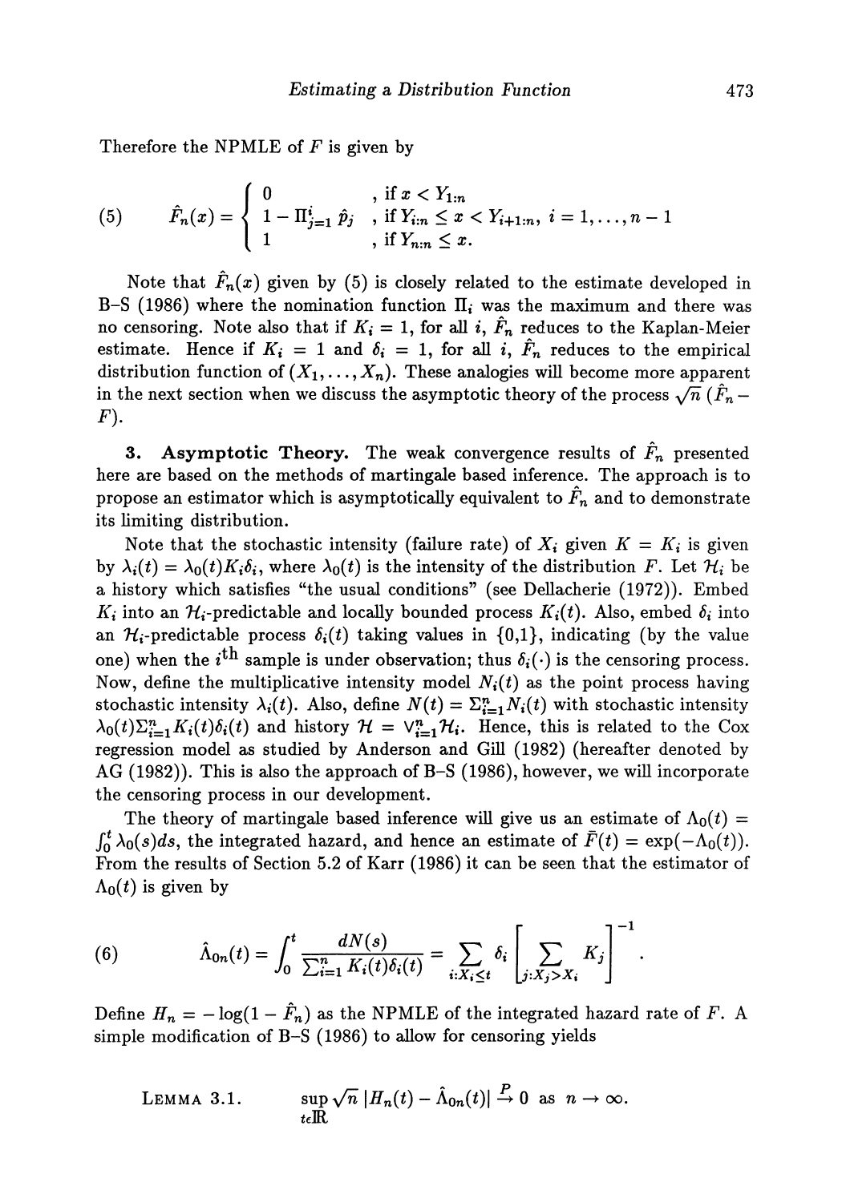Therefore the NPMLE of $F$ is given by

$$
(5) \qquad \hat{F}_n(x) = \begin{cases} 0 & , \text{ if } x < Y_{1:n} \\ 1 - \Pi_{j=1}^{i} \hat{p}_j & , \text{ if } Y_{i:n} \leq x < Y_{i+1:n}, \; i = 1, \ldots, n-1 \\ 1 & , \text{ if } Y_{n:n} \leq x. \end{cases}
$$

Note that $\hat{F}_n(x)$ given by (5) is closely related to the estimate developed in B–S (1986) where the nomination function $\Pi_i$ was the maximum and there was no censoring. Note also that if $K_i = 1$, for all $i$, $\hat{F}_n$ reduces to the Kaplan-Meier estimate. Hence if $K_i = 1$ and $\delta_i = 1$, for all $i$, $\hat{F}_n$ reduces to the empirical distribution function of $(X_1, \ldots, X_n)$. These analogies will become more apparent in the next section when we discuss the asymptotic theory of the process $\sqrt{n}\,(\hat{F}_n - F)$.

**3. Asymptotic Theory.** The weak convergence results of $\hat{F}_n$ presented here are based on the methods of martingale based inference. The approach is to propose an estimator which is asymptotically equivalent to $\hat{F}_n$ and to demonstrate its limiting distribution.

Note that the stochastic intensity (failure rate) of $X_i$ given $K = K_i$ is given by $\lambda_i(t) = \lambda_0(t) K_i \delta_i$, where $\lambda_0(t)$ is the intensity of the distribution $F$. Let $\mathcal{H}_i$ be a history which satisfies "the usual conditions" (see Dellacherie (1972)). Embed $K_i$ into an $\mathcal{H}_i$-predictable and locally bounded process $K_i(t)$. Also, embed $\delta_i$ into an $\mathcal{H}_i$-predictable process $\delta_i(t)$ taking values in $\{0,1\}$, indicating (by the value one) when the $i^{\text{th}}$ sample is under observation; thus $\delta_i(\cdot)$ is the censoring process. Now, define the multiplicative intensity model $N_i(t)$ as the point process having stochastic intensity $\lambda_i(t)$. Also, define $N(t) = \Sigma_{i=1}^{n} N_i(t)$ with stochastic intensity $\lambda_0(t) \Sigma_{i=1}^{n} K_i(t) \delta_i(t)$ and history $\mathcal{H} = \vee_{i=1}^{n} \mathcal{H}_i$. Hence, this is related to the Cox regression model as studied by Anderson and Gill (1982) (hereafter denoted by AG (1982)). This is also the approach of B–S (1986), however, we will incorporate the censoring process in our development.

The theory of martingale based inference will give us an estimate of $\Lambda_0(t) = \int_0^t \lambda_0(s)ds$, the integrated hazard, and hence an estimate of $\bar{F}(t) = \exp(-\Lambda_0(t))$. From the results of Section 5.2 of Karr (1986) it can be seen that the estimator of $\Lambda_0(t)$ is given by

$$
(6) \qquad \hat{\Lambda}_{0n}(t) = \int_0^t \frac{dN(s)}{\Sigma_{i=1}^{n} K_i(t) \delta_i(t)} = \sum_{i: X_i \leq t} \delta_i \left[ \sum_{j: X_j > X_i} K_j \right]^{-1}.
$$

Define $H_n = -\log(1 - \hat{F}_n)$ as the NPMLE of the integrated hazard rate of $F$. A simple modification of B–S (1986) to allow for censoring yields

LEMMA 3.1. $\qquad \sup_{t \in \mathbb{R}} \sqrt{n}\, |H_n(t) - \hat{\Lambda}_{0n}(t)| \xrightarrow{P} 0 \text{ as } n \to \infty.$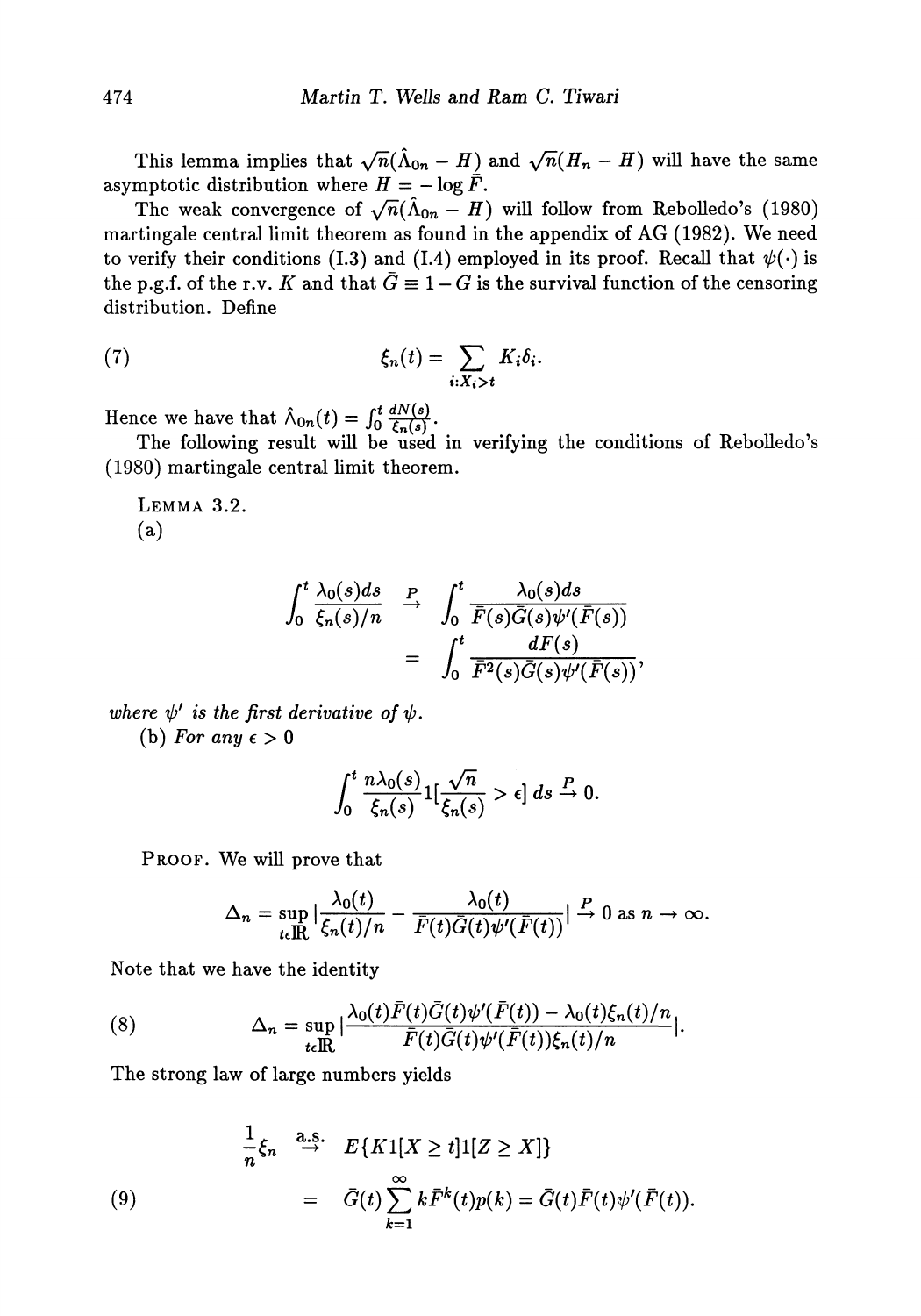This lemma implies that $\sqrt{n}(\hat{\Lambda}_{0n} - H)$ and $\sqrt{n}(H_n - H)$ will have the same asymptotic distribution where $H = -\log \bar{F}$.

The weak convergence of $\sqrt{n}(\hat{\Lambda}_{0n} - H)$ will follow from Rebolledo's (1980) martingale central limit theorem as found in the appendix of AG (1982). We need to verify their conditions (I.3) and (I.4) employed in its proof. Recall that $\psi(\cdot)$ is the p.g.f. of the r.v. $K$ and that $\bar{G} \equiv 1 - G$ is the survival function of the censoring distribution. Define

$$\xi_n(t) = \sum_{i: X_i > t} K_i \delta_i. \tag{7}$$

Hence we have that $\hat{\Lambda}_{0n}(t) = \int_0^t \frac{dN(s)}{\xi_n(s)}$.

The following result will be used in verifying the conditions of Rebolledo's (1980) martingale central limit theorem.

LEMMA 3.2.

(a)

$$\begin{aligned}
\int_0^t \frac{\lambda_0(s)ds}{\xi_n(s)/n} &\overset{P}{\to} \int_0^t \frac{\lambda_0(s)ds}{\bar{F}(s)\bar{G}(s)\psi'(\bar{F}(s))} \\
&= \int_0^t \frac{dF(s)}{\bar{F}^2(s)\bar{G}(s)\psi'(\bar{F}(s))},
\end{aligned}$$

*where $\psi'$ is the first derivative of $\psi$.*

(b) *For any $\epsilon > 0$*

$$\int_0^t \frac{n\lambda_0(s)}{\xi_n(s)} 1\Big[\frac{\sqrt{n}}{\xi_n(s)} > \epsilon\Big]\, ds \overset{P}{\to} 0.$$

PROOF. We will prove that

$$\Delta_n = \sup_{t \in \mathbb{R}} \Big| \frac{\lambda_0(t)}{\xi_n(t)/n} - \frac{\lambda_0(t)}{\bar{F}(t)\bar{G}(t)\psi'(\bar{F}(t))} \Big| \overset{P}{\to} 0 \text{ as } n \to \infty.$$

Note that we have the identity

$$\Delta_n = \sup_{t \in \mathbb{R}} \Big| \frac{\lambda_0(t)\bar{F}(t)\bar{G}(t)\psi'(\bar{F}(t)) - \lambda_0(t)\xi_n(t)/n}{\bar{F}(t)\bar{G}(t)\psi'(\bar{F}(t))\xi_n(t)/n} \Big|. \tag{8}$$

The strong law of large numbers yields

$$\begin{aligned}
\frac{1}{n}\xi_n &\overset{\text{a.s.}}{\to} E\{K1[X \geq t]1[Z \geq X]\} \\
&= \bar{G}(t)\sum_{k=1}^{\infty} k\bar{F}^k(t)p(k) = \bar{G}(t)\bar{F}(t)\psi'(\bar{F}(t)).
\end{aligned} \tag{9}$$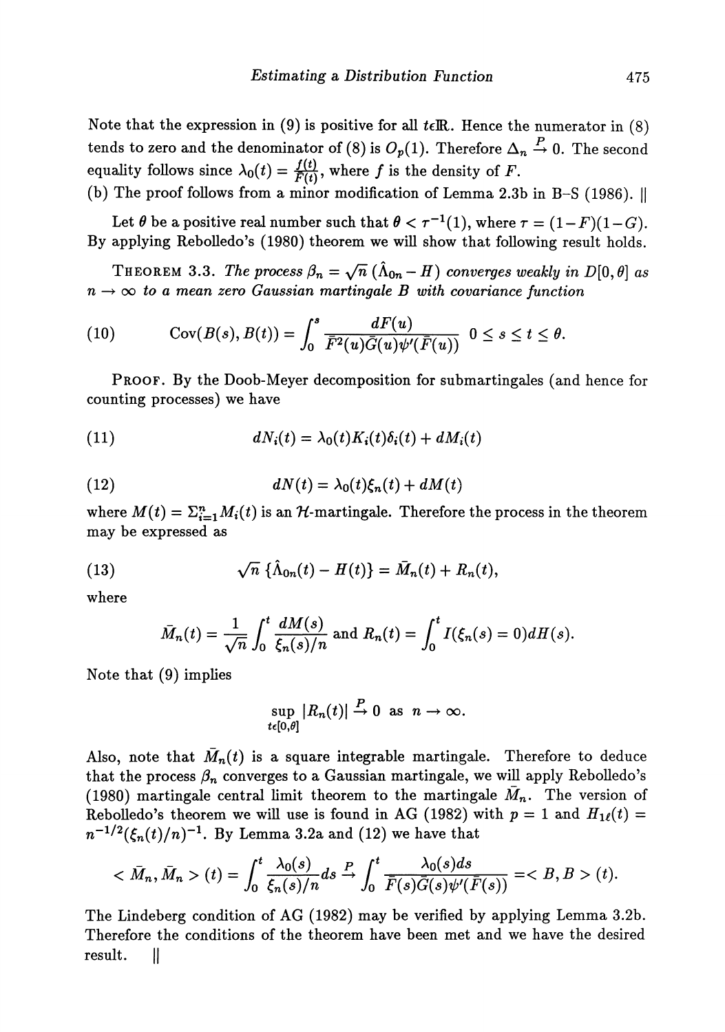Note that the expression in (9) is positive for all $t \in \mathbb{R}$. Hence the numerator in (8) tends to zero and the denominator of (8) is $O_p(1)$. Therefore $\Delta_n \xrightarrow{P} 0$. The second equality follows since $\lambda_0(t) = \frac{f(t)}{\bar{F}(t)}$, where $f$ is the density of $F$.

(b) The proof follows from a minor modification of Lemma 2.3b in B–S (1986). ||

Let $\theta$ be a positive real number such that $\theta < \tau^{-1}(1)$, where $\tau = (1-F)(1-G)$. By applying Rebolledo's (1980) theorem we will show that following result holds.

THEOREM 3.3. *The process $\beta_n = \sqrt{n}\,(\hat{\Lambda}_{0n} - H)$ converges weakly in $D[0,\theta]$ as $n \to \infty$ to a mean zero Gaussian martingale $B$ with covariance function*

$$\operatorname{Cov}(B(s), B(t)) = \int_0^s \frac{dF(u)}{\bar{F}^2(u)\bar{G}(u)\psi'(\bar{F}(u))} \quad 0 \le s \le t \le \theta. \tag{10}$$

PROOF. By the Doob-Meyer decomposition for submartingales (and hence for counting processes) we have

$$dN_i(t) = \lambda_0(t)K_i(t)\delta_i(t) + dM_i(t) \tag{11}$$

$$dN(t) = \lambda_0(t)\xi_n(t) + dM(t) \tag{12}$$

where $M(t) = \Sigma_{i=1}^n M_i(t)$ is an $\mathcal{H}$-martingale. Therefore the process in the theorem may be expressed as

$$\sqrt{n}\,\{\hat{\Lambda}_{0n}(t) - H(t)\} = \bar{M}_n(t) + R_n(t), \tag{13}$$

where

$$\bar{M}_n(t) = \frac{1}{\sqrt{n}} \int_0^t \frac{dM(s)}{\xi_n(s)/n} \text{ and } R_n(t) = \int_0^t I(\xi_n(s) = 0)dH(s).$$

Note that (9) implies

$$\sup_{t \in [0,\theta]} |R_n(t)| \xrightarrow{P} 0 \text{ as } n \to \infty.$$

Also, note that $\bar{M}_n(t)$ is a square integrable martingale. Therefore to deduce that the process $\beta_n$ converges to a Gaussian martingale, we will apply Rebolledo's (1980) martingale central limit theorem to the martingale $\bar{M}_n$. The version of Rebolledo's theorem we will use is found in AG (1982) with $p = 1$ and $H_{1\ell}(t) = n^{-1/2}(\xi_n(t)/n)^{-1}$. By Lemma 3.2a and (12) we have that

$$< \bar{M}_n, \bar{M}_n > (t) = \int_0^t \frac{\lambda_0(s)}{\xi_n(s)/n} ds \xrightarrow{P} \int_0^t \frac{\lambda_0(s)ds}{\bar{F}(s)\bar{G}(s)\psi'(\bar{F}(s))} = < B, B > (t).$$

The Lindeberg condition of AG (1982) may be verified by applying Lemma 3.2b. Therefore the conditions of the theorem have been met and we have the desired result. ||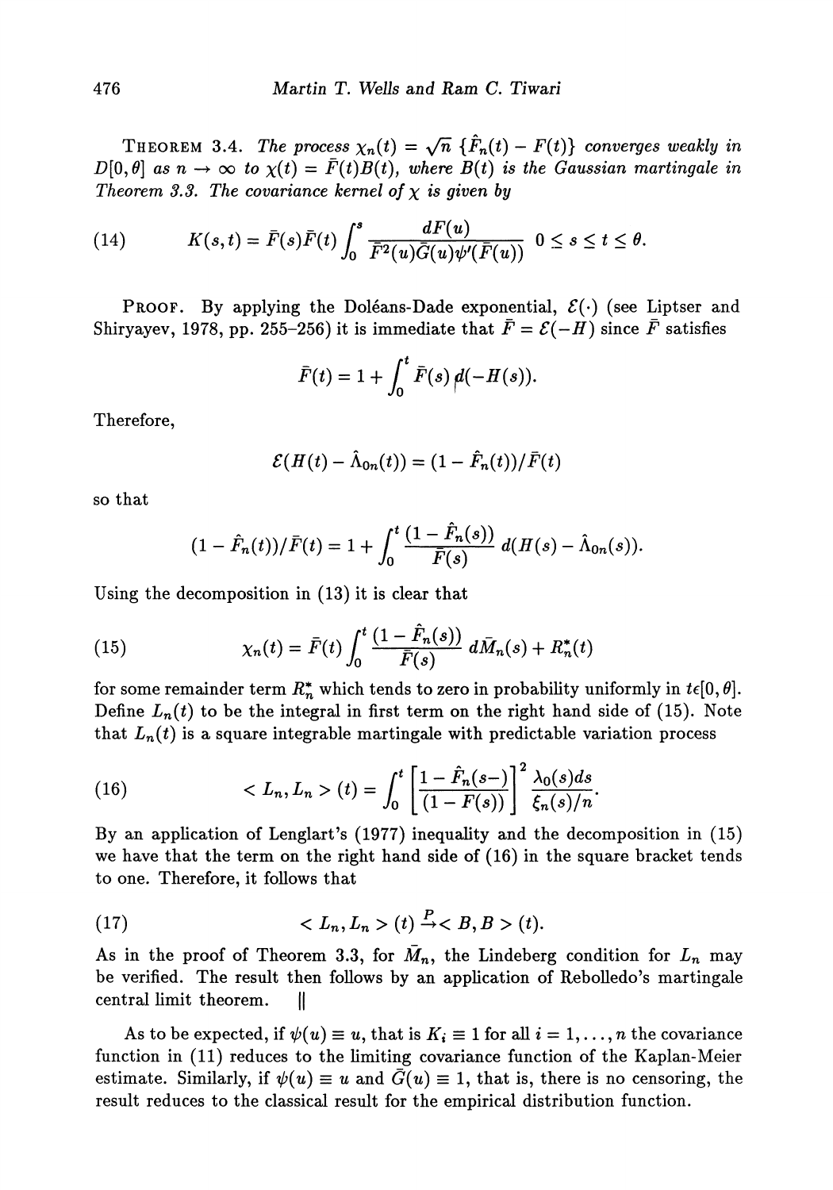**Theorem 3.4.** *The process $\chi_n(t) = \sqrt{n}\ \{\hat{F}_n(t) - F(t)\}$ converges weakly in $D[0,\theta]$ as $n \to \infty$ to $\chi(t) = \bar{F}(t)B(t)$, where $B(t)$ is the Gaussian martingale in Theorem 3.3. The covariance kernel of $\chi$ is given by*

$$K(s,t) = \bar{F}(s)\bar{F}(t)\int_0^s \frac{dF(u)}{\bar{F}^2(u)\bar{G}(u)\psi'(\bar{F}(u))} \quad 0 \le s \le t \le \theta. \tag{14}$$

Proof. By applying the Doléans-Dade exponential, $\mathcal{E}(\cdot)$ (see Liptser and Shiryayev, 1978, pp. 255–256) it is immediate that $\bar{F} = \mathcal{E}(-H)$ since $\bar{F}$ satisfies

$$\bar{F}(t) = 1 + \int_0^t \bar{F}(s)\, d(-H(s)).$$

Therefore,

$$\mathcal{E}(H(t) - \hat{\Lambda}_{0n}(t)) = (1 - \hat{F}_n(t))/\bar{F}(t)$$

so that

$$(1 - \hat{F}_n(t))/\bar{F}(t) = 1 + \int_0^t \frac{(1 - \hat{F}_n(s))}{\bar{F}(s)}\, d(H(s) - \hat{\Lambda}_{0n}(s)).$$

Using the decomposition in (13) it is clear that

$$\chi_n(t) = \bar{F}(t)\int_0^t \frac{(1 - \hat{F}_n(s))}{\bar{F}(s)}\, d\bar{M}_n(s) + R_n^*(t) \tag{15}$$

for some remainder term $R_n^*$ which tends to zero in probability uniformly in $t \epsilon [0,\theta]$. Define $L_n(t)$ to be the integral in first term on the right hand side of (15). Note that $L_n(t)$ is a square integrable martingale with predictable variation process

$$< L_n, L_n > (t) = \int_0^t \left[\frac{1 - \hat{F}_n(s-)}{(1 - F(s))}\right]^2 \frac{\lambda_0(s)ds}{\xi_n(s)/n}. \tag{16}$$

By an application of Lenglart's (1977) inequality and the decomposition in (15) we have that the term on the right hand side of (16) in the square bracket tends to one. Therefore, it follows that

$$< L_n, L_n > (t) \xrightarrow{P} < B, B > (t). \tag{17}$$

As in the proof of Theorem 3.3, for $\bar{M}_n$, the Lindeberg condition for $L_n$ may be verified. The result then follows by an application of Rebolledo's martingale central limit theorem. ||

As to be expected, if $\psi(u) \equiv u$, that is $K_i \equiv 1$ for all $i = 1, \dots, n$ the covariance function in (11) reduces to the limiting covariance function of the Kaplan-Meier estimate. Similarly, if $\psi(u) \equiv u$ and $\bar{G}(u) \equiv 1$, that is, there is no censoring, the result reduces to the classical result for the empirical distribution function.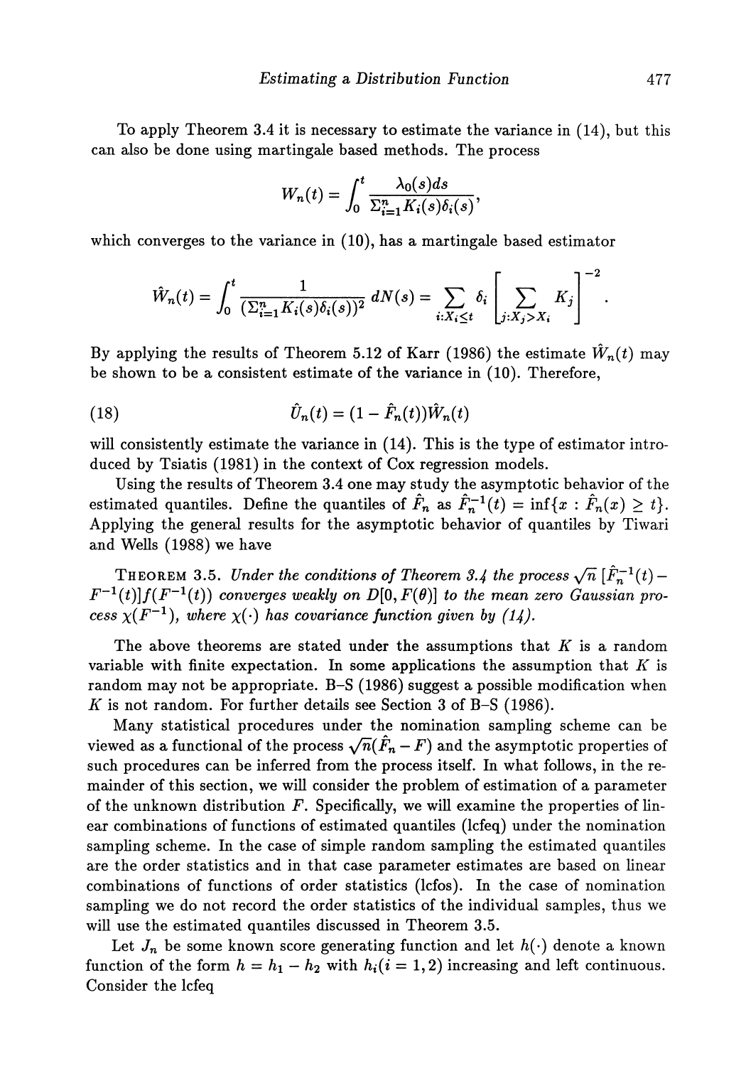To apply Theorem 3.4 it is necessary to estimate the variance in (14), but this can also be done using martingale based methods. The process

$$W_n(t) = \int_0^t \frac{\lambda_0(s)ds}{\Sigma_{i=1}^n K_i(s)\delta_i(s)},$$

which converges to the variance in (10), has a martingale based estimator

$$\hat{W}_n(t) = \int_0^t \frac{1}{(\Sigma_{i=1}^n K_i(s)\delta_i(s))^2}\, dN(s) = \sum_{i:X_i \le t} \delta_i \left[ \sum_{j:X_j > X_i} K_j \right]^{-2}.$$

By applying the results of Theorem 5.12 of Karr (1986) the estimate $\hat{W}_n(t)$ may be shown to be a consistent estimate of the variance in (10). Therefore,

$$\hat{U}_n(t) = (1 - \hat{F}_n(t))\hat{W}_n(t) \tag{18}$$

will consistently estimate the variance in (14). This is the type of estimator introduced by Tsiatis (1981) in the context of Cox regression models.

Using the results of Theorem 3.4 one may study the asymptotic behavior of the estimated quantiles. Define the quantiles of $\hat{F}_n$ as $\hat{F}_n^{-1}(t) = \inf\{x : \hat{F}_n(x) \ge t\}$. Applying the general results for the asymptotic behavior of quantiles by Tiwari and Wells (1988) we have

THEOREM 3.5. *Under the conditions of Theorem 3.4 the process* $\sqrt{n}\,[\hat{F}_n^{-1}(t) - F^{-1}(t)]f(F^{-1}(t))$ *converges weakly on* $D[0, F(\theta)]$ *to the mean zero Gaussian process* $\chi(F^{-1})$, *where* $\chi(\cdot)$ *has covariance function given by (14).*

The above theorems are stated under the assumptions that $K$ is a random variable with finite expectation. In some applications the assumption that $K$ is random may not be appropriate. B–S (1986) suggest a possible modification when $K$ is not random. For further details see Section 3 of B–S (1986).

Many statistical procedures under the nomination sampling scheme can be viewed as a functional of the process $\sqrt{n}(\hat{F}_n - F)$ and the asymptotic properties of such procedures can be inferred from the process itself. In what follows, in the remainder of this section, we will consider the problem of estimation of a parameter of the unknown distribution $F$. Specifically, we will examine the properties of linear combinations of functions of estimated quantiles (lcfeq) under the nomination sampling scheme. In the case of simple random sampling the estimated quantiles are the order statistics and in that case parameter estimates are based on linear combinations of functions of order statistics (lcfos). In the case of nomination sampling we do not record the order statistics of the individual samples, thus we will use the estimated quantiles discussed in Theorem 3.5.

Let $J_n$ be some known score generating function and let $h(\cdot)$ denote a known function of the form $h = h_1 - h_2$ with $h_i (i = 1, 2)$ increasing and left continuous. Consider the lcfeq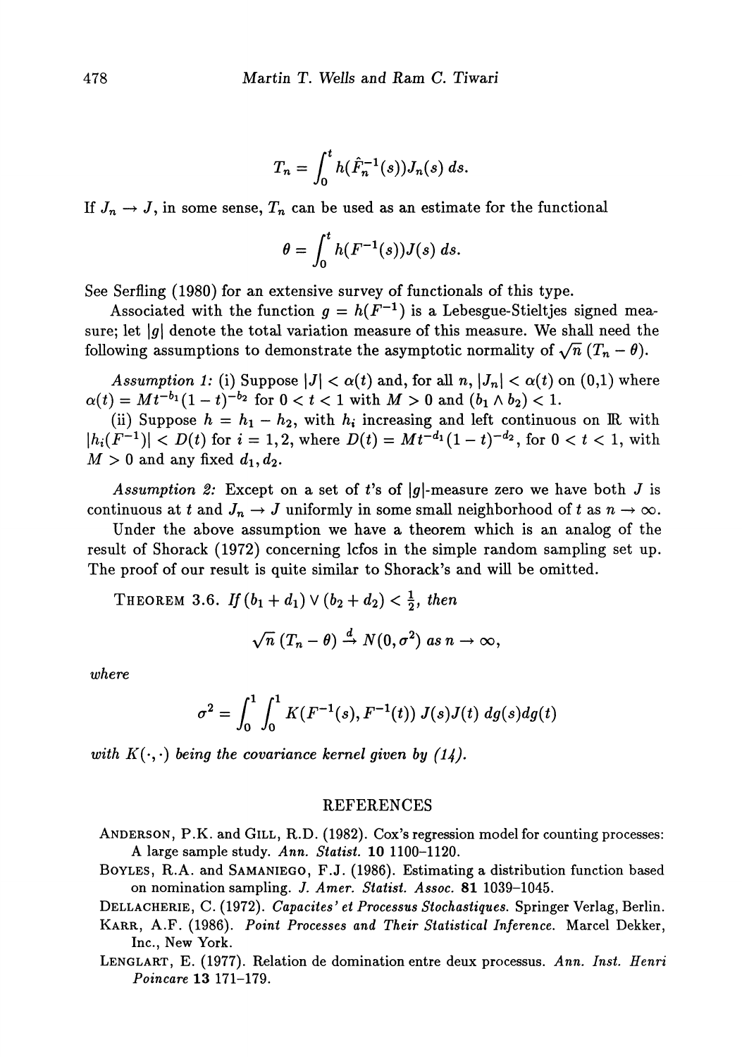$$T_n = \int_0^t h(\hat{F}_n^{-1}(s)) J_n(s)\, ds.$$

If $J_n \to J$, in some sense, $T_n$ can be used as an estimate for the functional

$$\theta = \int_0^t h(F^{-1}(s)) J(s)\, ds.$$

See Serfling (1980) for an extensive survey of functionals of this type.

Associated with the function $g = h(F^{-1})$ is a Lebesgue-Stieltjes signed measure; let $|g|$ denote the total variation measure of this measure. We shall need the following assumptions to demonstrate the asymptotic normality of $\sqrt{n}\,(T_n - \theta)$.

*Assumption 1:* (i) Suppose $|J| < \alpha(t)$ and, for all $n$, $|J_n| < \alpha(t)$ on (0,1) where $\alpha(t) = Mt^{-b_1}(1-t)^{-b_2}$ for $0 < t < 1$ with $M > 0$ and $(b_1 \wedge b_2) < 1$.

(ii) Suppose $h = h_1 - h_2$, with $h_i$ increasing and left continuous on $\mathbb{R}$ with $|h_i(F^{-1})| < D(t)$ for $i = 1, 2$, where $D(t) = Mt^{-d_1}(1-t)^{-d_2}$, for $0 < t < 1$, with $M > 0$ and any fixed $d_1, d_2$.

*Assumption 2:* Except on a set of $t$'s of $|g|$-measure zero we have both $J$ is continuous at $t$ and $J_n \to J$ uniformly in some small neighborhood of $t$ as $n \to \infty$.

Under the above assumption we have a theorem which is an analog of the result of Shorack (1972) concerning lcfos in the simple random sampling set up. The proof of our result is quite similar to Shorack's and will be omitted.

THEOREM 3.6. *If* $(b_1 + d_1) \vee (b_2 + d_2) < \frac{1}{2}$, *then*

$$\sqrt{n}\,(T_n - \theta) \xrightarrow{d} N(0, \sigma^2) \text{ as } n \to \infty,$$

*where*

$$\sigma^2 = \int_0^1 \int_0^1 K(F^{-1}(s), F^{-1}(t))\, J(s) J(t)\, dg(s) dg(t)$$

*with* $K(\cdot,\cdot)$ *being the covariance kernel given by (14).*

## REFERENCES

ANDERSON, P.K. and GILL, R.D. (1982). Cox's regression model for counting processes: A large sample study. *Ann. Statist.* **10** 1100–1120.

BOYLES, R.A. and SAMANIEGO, F.J. (1986). Estimating a distribution function based on nomination sampling. *J. Amer. Statist. Assoc.* **81** 1039–1045.

DELLACHERIE, C. (1972). *Capacites' et Processus Stochastiques.* Springer Verlag, Berlin.

KARR, A.F. (1986). *Point Processes and Their Statistical Inference.* Marcel Dekker, Inc., New York.

LENGLART, E. (1977). Relation de domination entre deux processus. *Ann. Inst. Henri Poincare* **13** 171–179.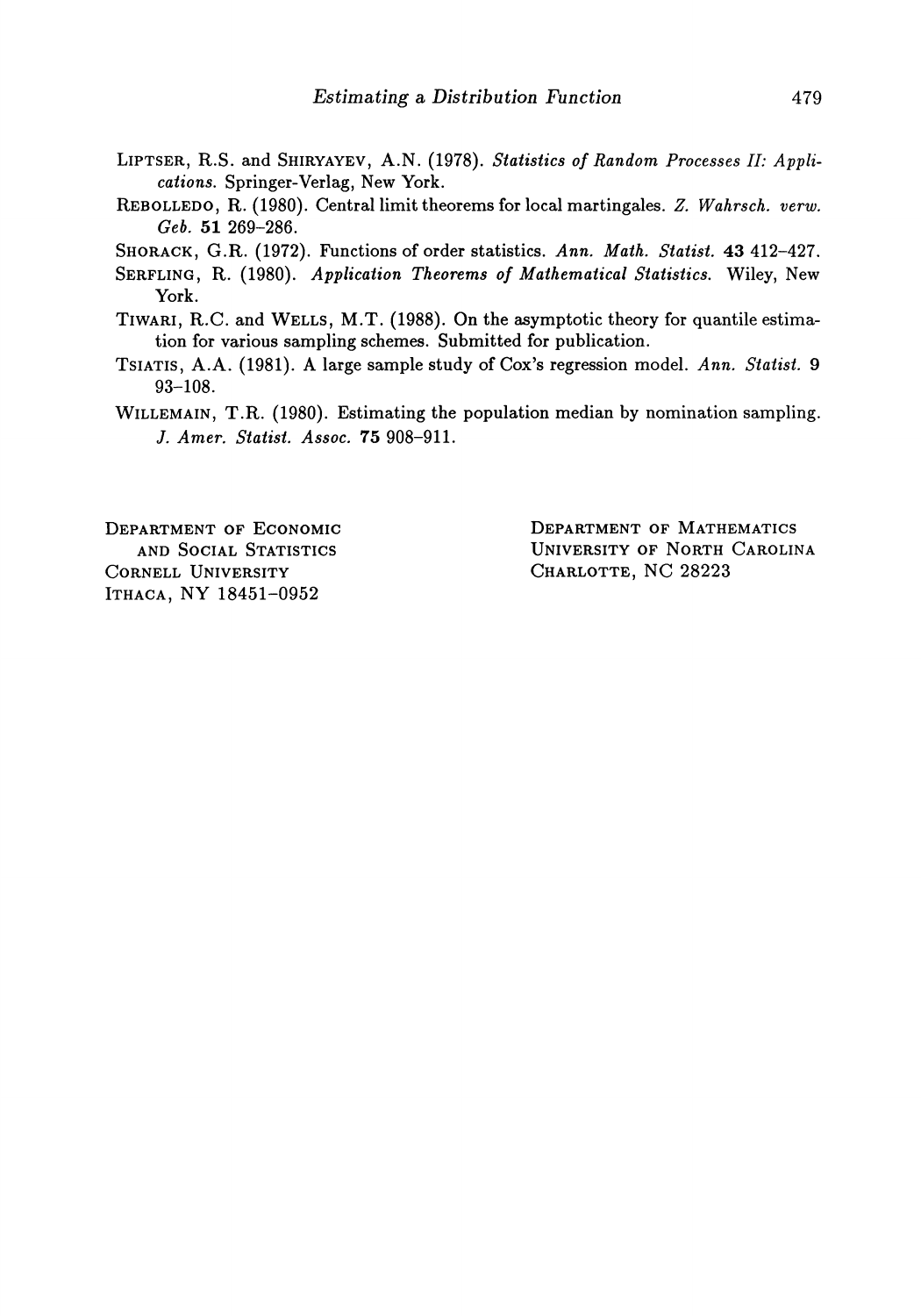LIPTSER, R.S. and SHIRYAYEV, A.N. (1978). *Statistics of Random Processes II: Applications.* Springer-Verlag, New York.

REBOLLEDO, R. (1980). Central limit theorems for local martingales. *Z. Wahrsch. verw. Geb.* **51** 269–286.

SHORACK, G.R. (1972). Functions of order statistics. *Ann. Math. Statist.* **43** 412–427.

SERFLING, R. (1980). *Application Theorems of Mathematical Statistics.* Wiley, New York.

TIWARI, R.C. and WELLS, M.T. (1988). On the asymptotic theory for quantile estimation for various sampling schemes. Submitted for publication.

TSIATIS, A.A. (1981). A large sample study of Cox's regression model. *Ann. Statist.* **9** 93–108.

WILLEMAIN, T.R. (1980). Estimating the population median by nomination sampling. *J. Amer. Statist. Assoc.* **75** 908–911.

DEPARTMENT OF ECONOMIC AND SOCIAL STATISTICS
CORNELL UNIVERSITY
ITHACA, NY 18451-0952

DEPARTMENT OF MATHEMATICS
UNIVERSITY OF NORTH CAROLINA
CHARLOTTE, NC 28223